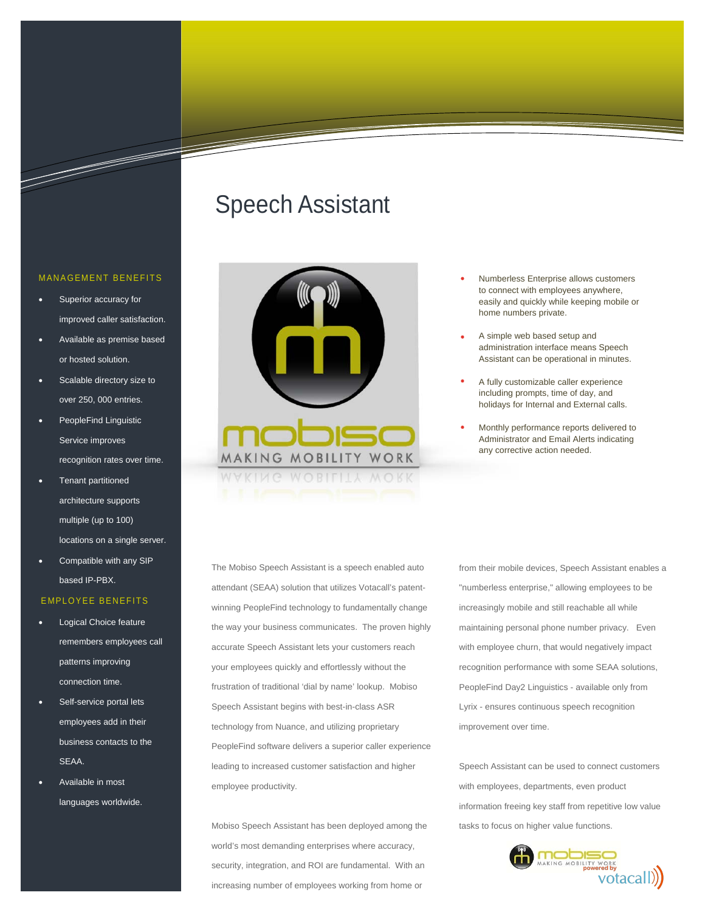# Speech Assistant

## MANAGEMENT BENEFITS

- Superior accuracy for improved caller satisfaction.
- Available as premise based or hosted solution.
- Scalable directory size to over 250, 000 entries.
- PeopleFind Linguistic Service improves recognition rates over time.
- Tenant partitioned architecture supports multiple (up to 100) locations on a single server.
- Compatible with any SIP based IP-PBX.

## EMPLOYEE BENEFITS

- Logical Choice feature remembers employees call patterns improving connection time.
- Self-service portal lets employees add in their business contacts to the SEAA.
- Available in most languages worldwide.

---

- Numberless Enterprise allows customers to connect with employees anywhere, easily and quickly while keeping mobile or home numbers private.
- A simple web based setup and administration interface means Speech Assistant can be operational in minutes.
- A fully customizable caller experience including prompts, time of day, and holidays for Internal and External calls.
- Monthly performance reports delivered to Administrator and Email Alerts indicating any corrective action needed.

The Mobiso Speech Assistant is a speech enabled auto attendant (SEAA) solution that utilizes Votacall's patent-winning PeopleFind technology to fundamentally change the way your business communicates. The proven highly accurate Speech Assistant lets your customers reach your employees quickly and effortlessly without the frustration of traditional 'dial by name' lookup. Mobiso Speech Assistant begins with best-in-class ASR technology from Nuance, and utilizing proprietary PeopleFind software delivers a superior caller experience leading to increased customer satisfaction and higher employee productivity.

Mobiso Speech Assistant has been deployed among the world's most demanding enterprises where accuracy, security, integration, and ROI are fundamental. With an increasing number of employees working from home or from their mobile devices, Speech Assistant enables a "numberless enterprise," allowing employees to be increasingly mobile and still reachable all while maintaining personal phone number privacy. Even with employee churn, that would negatively impact recognition performance with some SEAA solutions, PeopleFind Day2 Linguistics - available only from Lyrix - ensures continuous speech recognition improvement over time.

Speech Assistant can be used to connect customers with employees, departments, even product information freeing key staff from repetitive low value tasks to focus on higher value functions.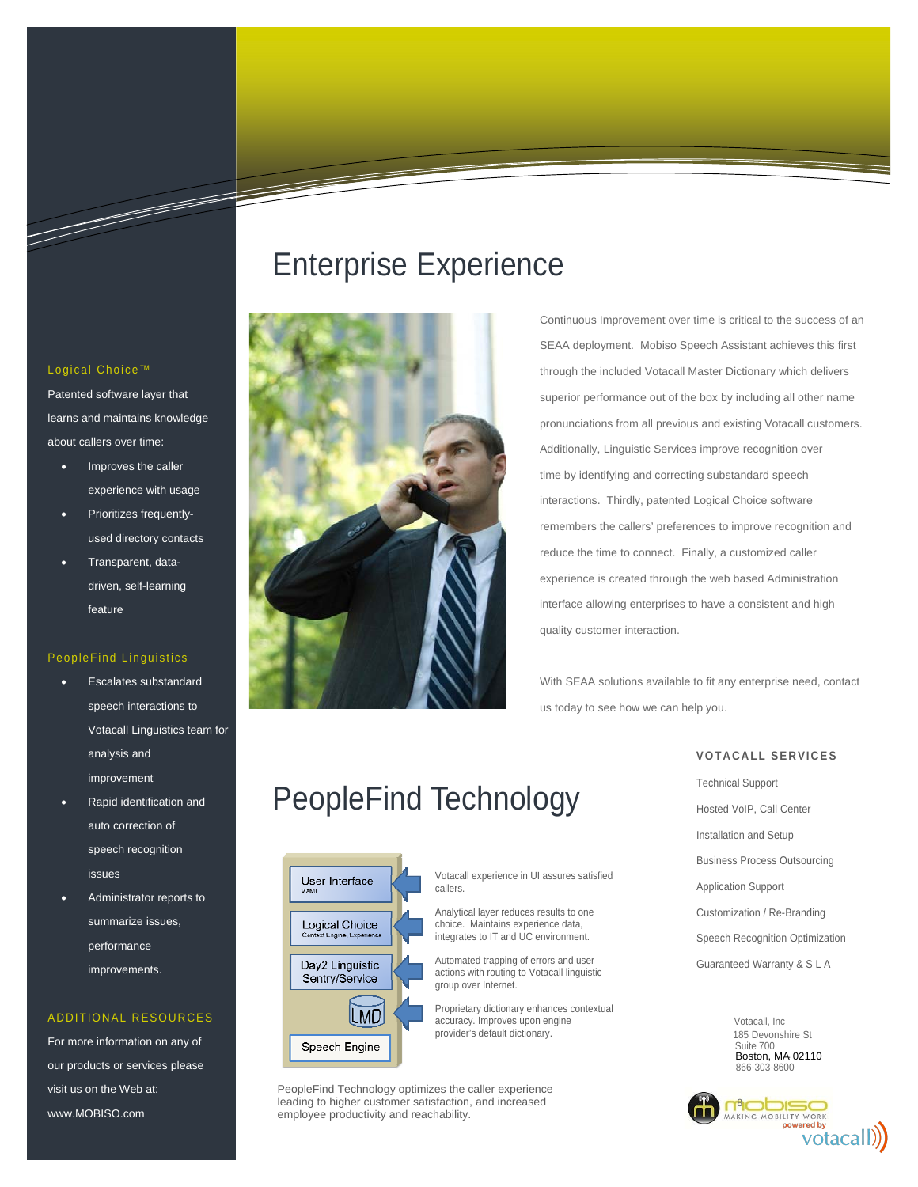### Logical Choice™

Patented software layer that learns and maintains knowledge about callers over time:

- Improves the caller experience with usage
- Prioritizes frequently-used directory contacts
- Transparent, data-driven, self-learning feature

### PeopleFind Linguistics

- Escalates substandard speech interactions to Votacall Linguistics team for analysis and improvement
- Rapid identification and auto correction of speech recognition issues
- Administrator reports to summarize issues, performance improvements.

### ADDITIONAL RESOURCES

For more information on any of our products or services please visit us on the Web at: www.MOBISO.com

# Enterprise Experience

Continuous Improvement over time is critical to the success of an SEAA deployment. Mobiso Speech Assistant achieves this first through the included Votacall Master Dictionary which delivers superior performance out of the box by including all other name pronunciations from all previous and existing Votacall customers. Additionally, Linguistic Services improve recognition over time by identifying and correcting substandard speech interactions. Thirdly, patented Logical Choice software remembers the callers' preferences to improve recognition and reduce the time to connect. Finally, a customized caller experience is created through the web based Administration interface allowing enterprises to have a consistent and high quality customer interaction.

With SEAA solutions available to fit any enterprise need, contact us today to see how we can help you.

# PeopleFind Technology

User Interface
VXML

Votacall experience in UI assures satisfied callers.

Logical Choice
Context Engine, Experience

Analytical layer reduces results to one choice. Maintains experience data, integrates to IT and UC environment.

Day2 Linguistic Sentry/Service

Automated trapping of errors and user actions with routing to Votacall linguistic group over Internet.

LMD

Proprietary dictionary enhances contextual accuracy. Improves upon engine provider's default dictionary.

Speech Engine

PeopleFind Technology optimizes the caller experience leading to higher customer satisfaction, and increased employee productivity and reachability.

### VOTACALL SERVICES

- Technical Support
- Hosted VoIP, Call Center
- Installation and Setup
- Business Process Outsourcing
- Application Support
- Customization / Re-Branding
- Speech Recognition Optimization
- Guaranteed Warranty & S L A

Votacall, Inc
185 Devonshire St
Suite 700
Boston, MA 02110
866-303-8600

mobiso
MAKING MOBILITY WORK
powered by
votacall